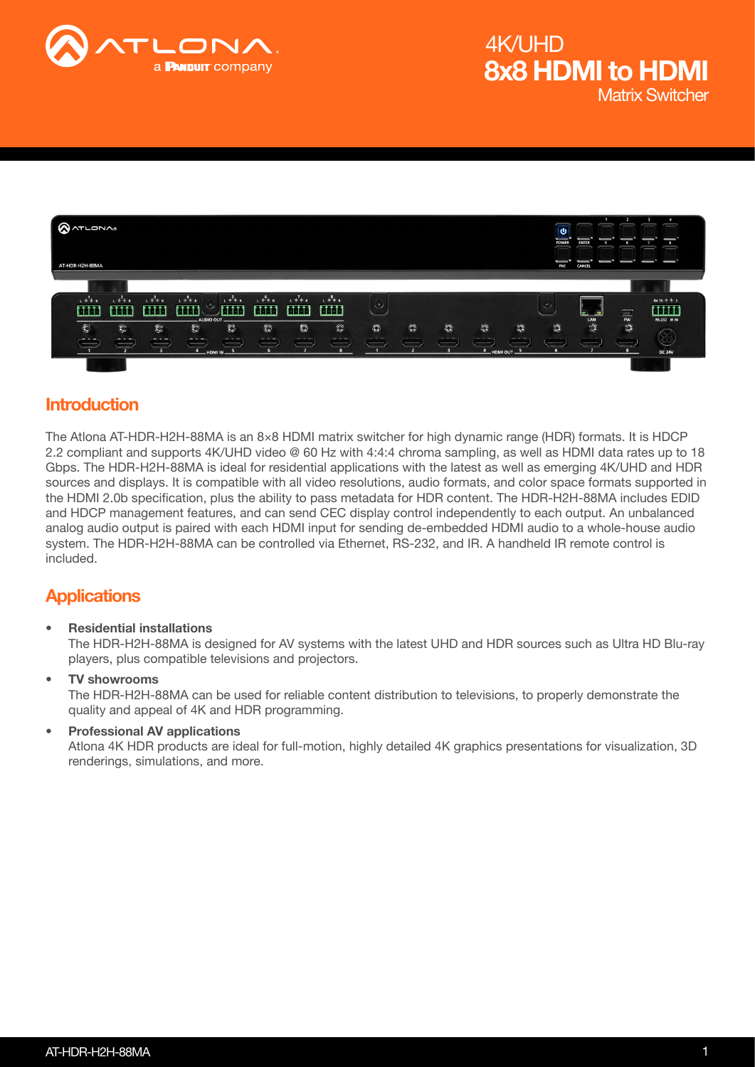# 4K/UHD
# 8x8 HDMI to HDMI
## Matrix Switcher

## Introduction

The Atlona AT-HDR-H2H-88MA is an 8×8 HDMI matrix switcher for high dynamic range (HDR) formats. It is HDCP 2.2 compliant and supports 4K/UHD video @ 60 Hz with 4:4:4 chroma sampling, as well as HDMI data rates up to 18 Gbps. The HDR-H2H-88MA is ideal for residential applications with the latest as well as emerging 4K/UHD and HDR sources and displays. It is compatible with all video resolutions, audio formats, and color space formats supported in the HDMI 2.0b specification, plus the ability to pass metadata for HDR content. The HDR-H2H-88MA includes EDID and HDCP management features, and can send CEC display control independently to each output. An unbalanced analog audio output is paired with each HDMI input for sending de-embedded HDMI audio to a whole-house audio system. The HDR-H2H-88MA can be controlled via Ethernet, RS-232, and IR. A handheld IR remote control is included.

## Applications

- **Residential installations**
  The HDR-H2H-88MA is designed for AV systems with the latest UHD and HDR sources such as Ultra HD Blu-ray players, plus compatible televisions and projectors.
- **TV showrooms**
  The HDR-H2H-88MA can be used for reliable content distribution to televisions, to properly demonstrate the quality and appeal of 4K and HDR programming.
- **Professional AV applications**
  Atlona 4K HDR products are ideal for full-motion, highly detailed 4K graphics presentations for visualization, 3D renderings, simulations, and more.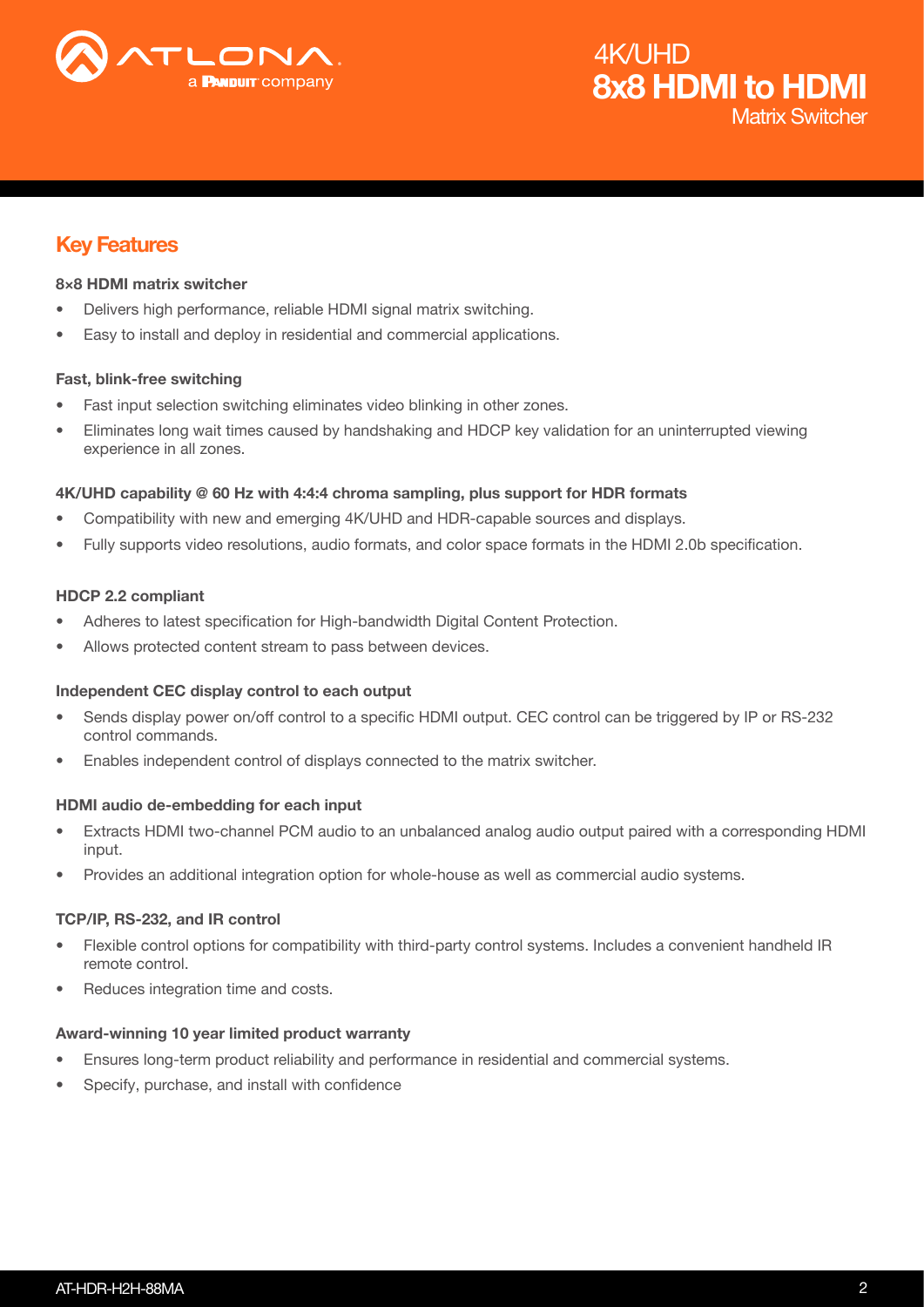## Key Features

**8×8 HDMI matrix switcher**

- Delivers high performance, reliable HDMI signal matrix switching.
- Easy to install and deploy in residential and commercial applications.

**Fast, blink-free switching**

- Fast input selection switching eliminates video blinking in other zones.
- Eliminates long wait times caused by handshaking and HDCP key validation for an uninterrupted viewing experience in all zones.

**4K/UHD capability @ 60 Hz with 4:4:4 chroma sampling, plus support for HDR formats**

- Compatibility with new and emerging 4K/UHD and HDR-capable sources and displays.
- Fully supports video resolutions, audio formats, and color space formats in the HDMI 2.0b specification.

**HDCP 2.2 compliant**

- Adheres to latest specification for High-bandwidth Digital Content Protection.
- Allows protected content stream to pass between devices.

**Independent CEC display control to each output**

- Sends display power on/off control to a specific HDMI output. CEC control can be triggered by IP or RS-232 control commands.
- Enables independent control of displays connected to the matrix switcher.

**HDMI audio de-embedding for each input**

- Extracts HDMI two-channel PCM audio to an unbalanced analog audio output paired with a corresponding HDMI input.
- Provides an additional integration option for whole-house as well as commercial audio systems.

**TCP/IP, RS-232, and IR control**

- Flexible control options for compatibility with third-party control systems. Includes a convenient handheld IR remote control.
- Reduces integration time and costs.

**Award-winning 10 year limited product warranty**

- Ensures long-term product reliability and performance in residential and commercial systems.
- Specify, purchase, and install with confidence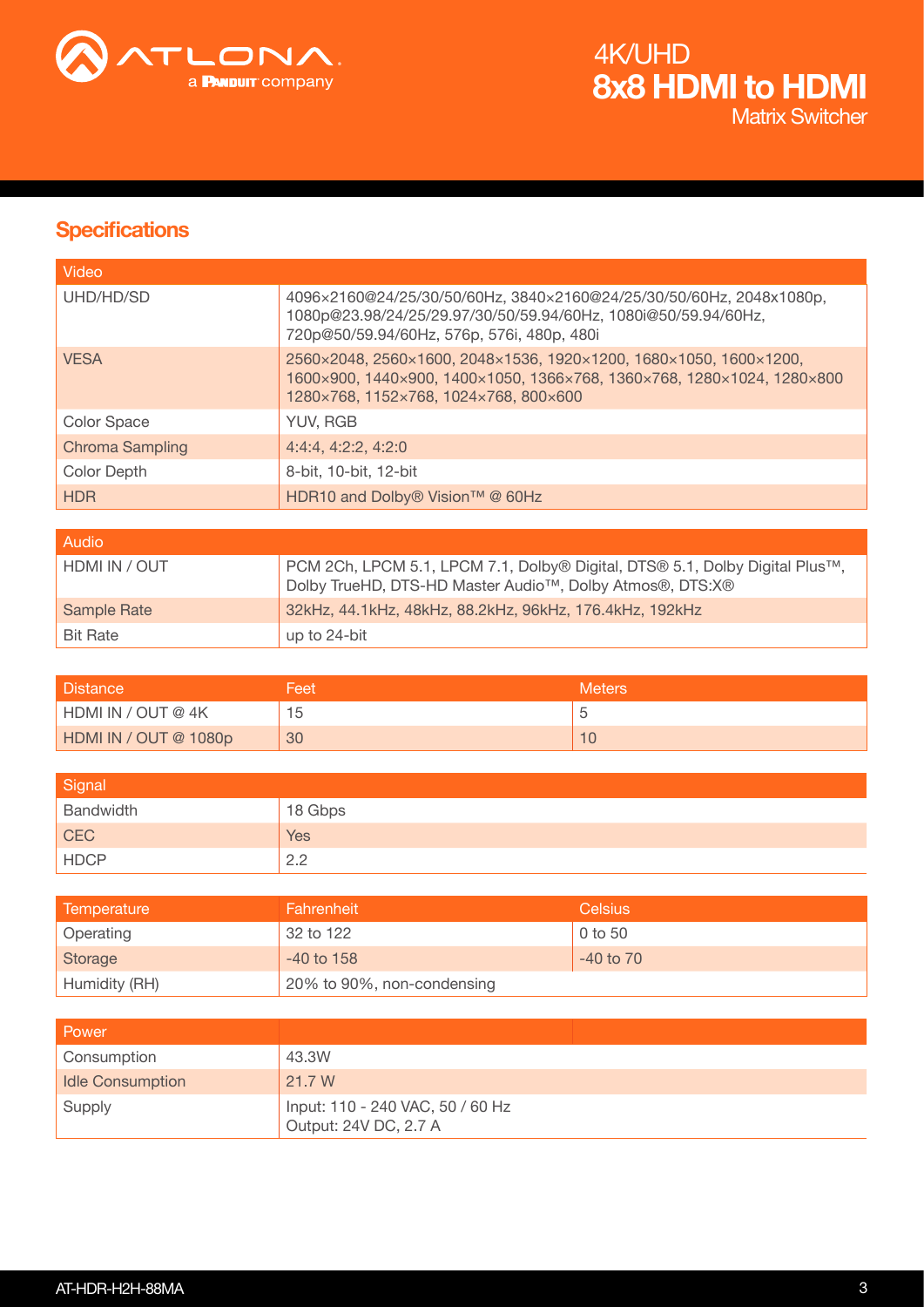## Specifications

| Video | |
|---|---|
| UHD/HD/SD | 4096×2160@24/25/30/50/60Hz, 3840×2160@24/25/30/50/60Hz, 2048x1080p, 1080p@23.98/24/25/29.97/30/50/59.94/60Hz, 1080i@50/59.94/60Hz, 720p@50/59.94/60Hz, 576p, 576i, 480p, 480i |
| VESA | 2560×2048, 2560×1600, 2048×1536, 1920×1200, 1680×1050, 1600×1200, 1600×900, 1440×900, 1400×1050, 1366×768, 1360×768, 1280×1024, 1280×800 1280×768, 1152×768, 1024×768, 800×600 |
| Color Space | YUV, RGB |
| Chroma Sampling | 4:4:4, 4:2:2, 4:2:0 |
| Color Depth | 8-bit, 10-bit, 12-bit |
| HDR | HDR10 and Dolby® Vision™ @ 60Hz |

| Audio | |
|---|---|
| HDMI IN / OUT | PCM 2Ch, LPCM 5.1, LPCM 7.1, Dolby® Digital, DTS® 5.1, Dolby Digital Plus™, Dolby TrueHD, DTS-HD Master Audio™, Dolby Atmos®, DTS:X® |
| Sample Rate | 32kHz, 44.1kHz, 48kHz, 88.2kHz, 96kHz, 176.4kHz, 192kHz |
| Bit Rate | up to 24-bit |

| Distance | Feet | Meters |
|---|---|---|
| HDMI IN / OUT @ 4K | 15 | 5 |
| HDMI IN / OUT @ 1080p | 30 | 10 |

| Signal | |
|---|---|
| Bandwidth | 18 Gbps |
| CEC | Yes |
| HDCP | 2.2 |

| Temperature | Fahrenheit | Celsius |
|---|---|---|
| Operating | 32 to 122 | 0 to 50 |
| Storage | -40 to 158 | -40 to 70 |
| Humidity (RH) | 20% to 90%, non-condensing | |

| Power | |
|---|---|
| Consumption | 43.3W |
| Idle Consumption | 21.7 W |
| Supply | Input: 110 - 240 VAC, 50 / 60 Hz<br>Output: 24V DC, 2.7 A |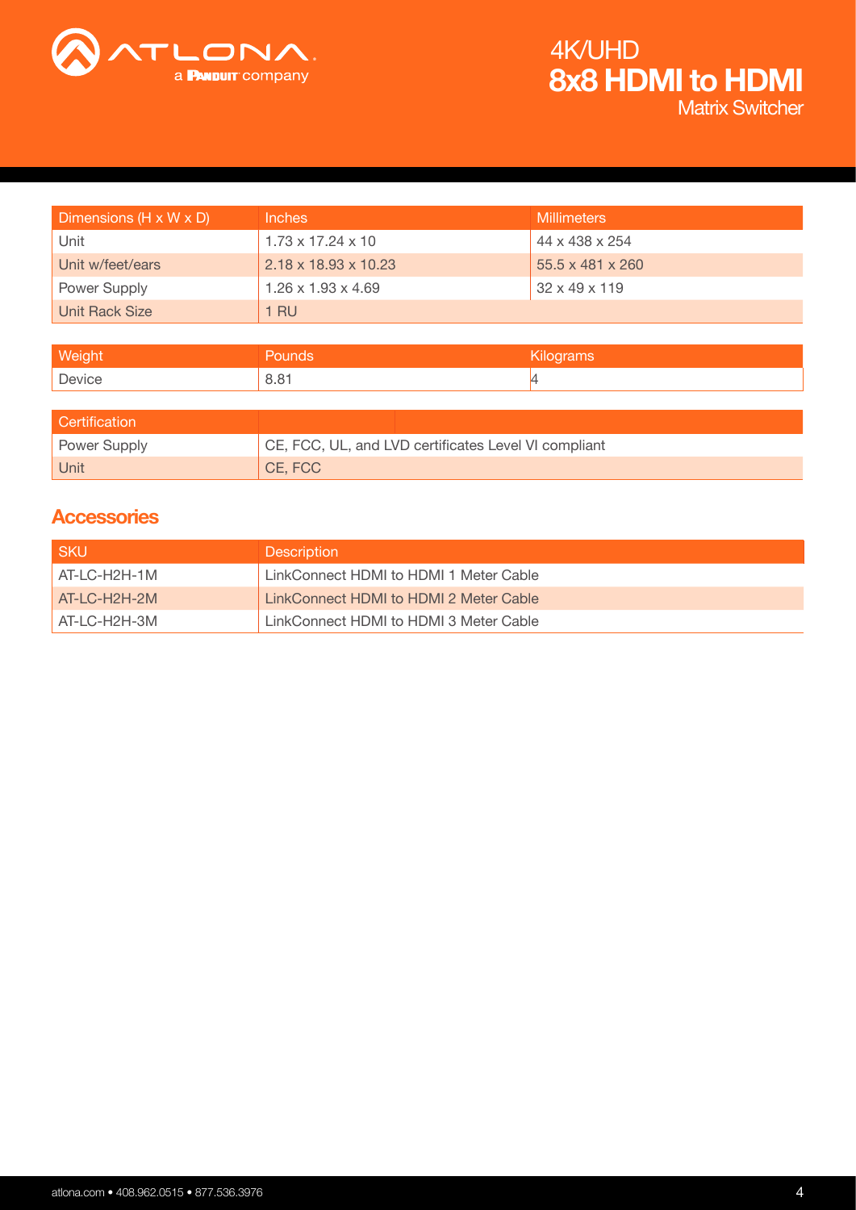| Dimensions (H x W x D) | Inches | Millimeters |
|---|---|---|
| Unit | 1.73 x 17.24 x 10 | 44 x 438 x 254 |
| Unit w/feet/ears | 2.18 x 18.93 x 10.23 | 55.5 x 481 x 260 |
| Power Supply | 1.26 x 1.93 x 4.69 | 32 x 49 x 119 |
| Unit Rack Size | 1 RU | |

| Weight | Pounds | Kilograms |
|---|---|---|
| Device | 8.81 | 4 |

| Certification | |
|---|---|
| Power Supply | CE, FCC, UL, and LVD certificates Level VI compliant |
| Unit | CE, FCC |

## Accessories

| SKU | Description |
|---|---|
| AT-LC-H2H-1M | LinkConnect HDMI to HDMI 1 Meter Cable |
| AT-LC-H2H-2M | LinkConnect HDMI to HDMI 2 Meter Cable |
| AT-LC-H2H-3M | LinkConnect HDMI to HDMI 3 Meter Cable |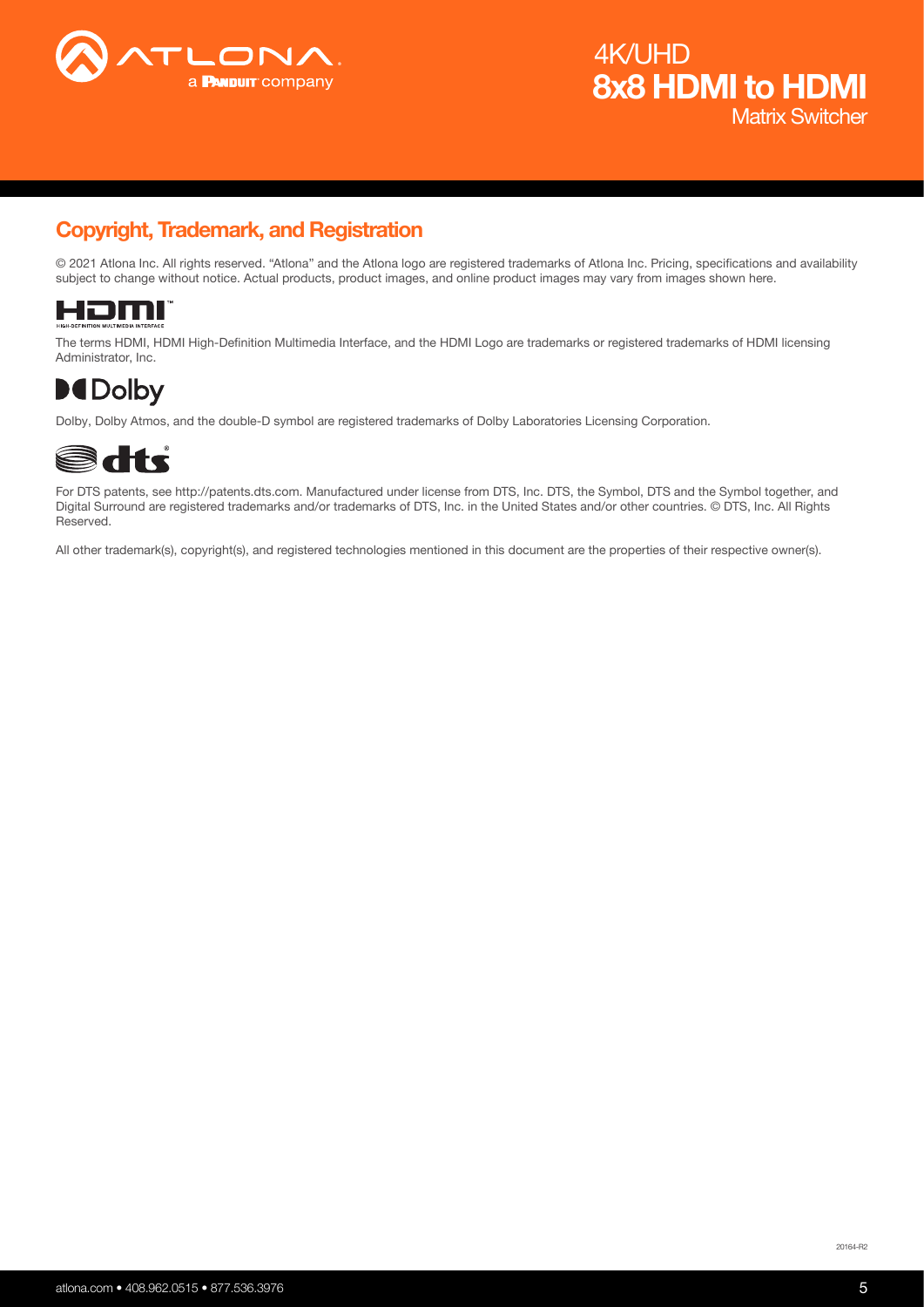## Copyright, Trademark, and Registration

© 2021 Atlona Inc. All rights reserved. "Atlona" and the Atlona logo are registered trademarks of Atlona Inc. Pricing, specifications and availability subject to change without notice. Actual products, product images, and online product images may vary from images shown here.

The terms HDMI, HDMI High-Definition Multimedia Interface, and the HDMI Logo are trademarks or registered trademarks of HDMI licensing Administrator, Inc.

Dolby, Dolby Atmos, and the double-D symbol are registered trademarks of Dolby Laboratories Licensing Corporation.

For DTS patents, see http://patents.dts.com. Manufactured under license from DTS, Inc. DTS, the Symbol, DTS and the Symbol together, and Digital Surround are registered trademarks and/or trademarks of DTS, Inc. in the United States and/or other countries. © DTS, Inc. All Rights Reserved.

All other trademark(s), copyright(s), and registered technologies mentioned in this document are the properties of their respective owner(s).

20164-R2